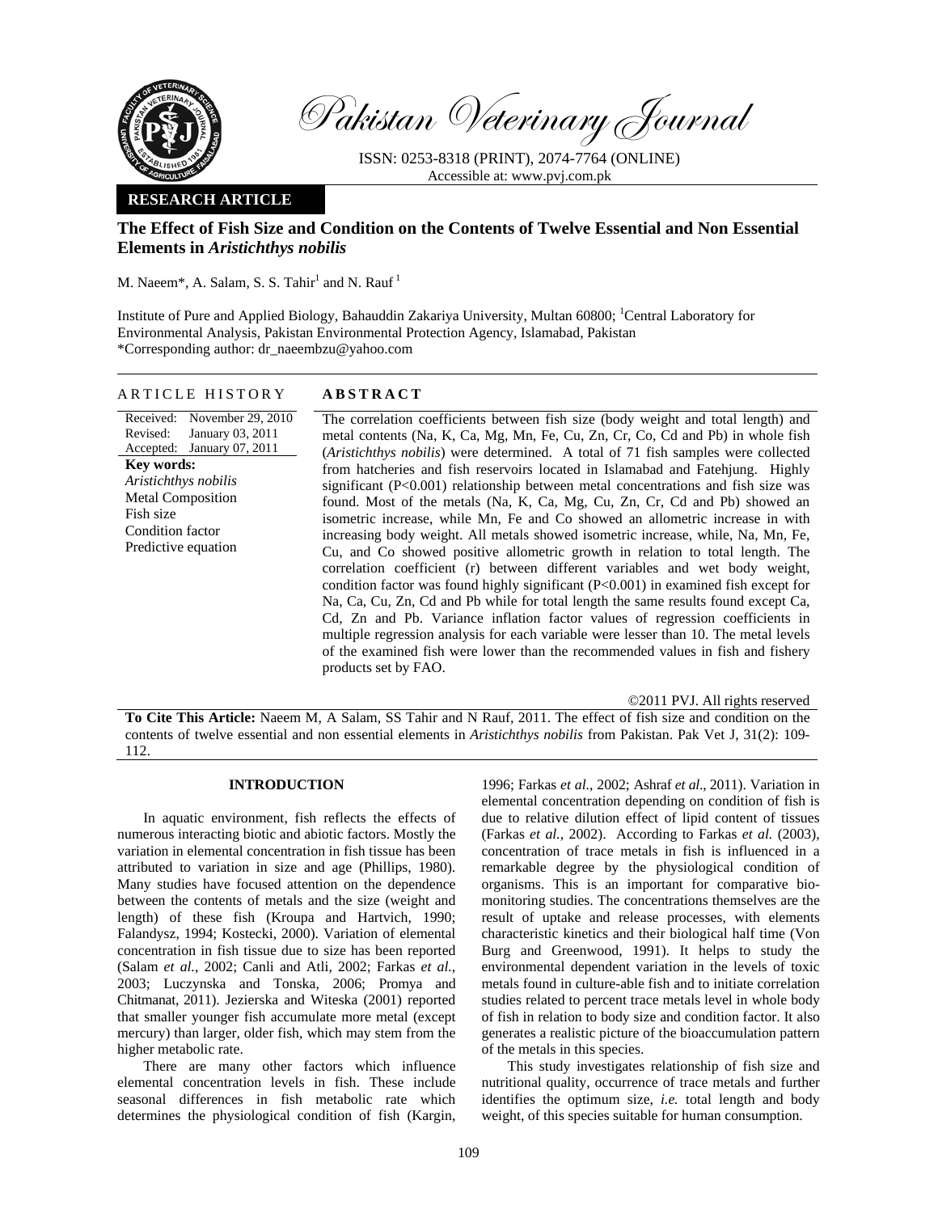Pakistan Veterinary Journal

ISSN: 0253-8318 (PRINT), 2074-7764 (ONLINE)
Accessible at: www.pvj.com.pk

**RESEARCH ARTICLE**

# The Effect of Fish Size and Condition on the Contents of Twelve Essential and Non Essential Elements in *Aristichthys nobilis*

M. Naeem*, A. Salam, S. S. Tahir[1] and N. Rauf[1]

Institute of Pure and Applied Biology, Bahauddin Zakariya University, Multan 60800; [1]Central Laboratory for Environmental Analysis, Pakistan Environmental Protection Agency, Islamabad, Pakistan
*Corresponding author: dr_naeembzu@yahoo.com

## ARTICLE HISTORY

Received: November 29, 2010
Revised: January 03, 2011
Accepted: January 07, 2011

**Key words:**
*Aristichthys nobilis*
Metal Composition
Fish size
Condition factor
Predictive equation

## ABSTRACT

The correlation coefficients between fish size (body weight and total length) and metal contents (Na, K, Ca, Mg, Mn, Fe, Cu, Zn, Cr, Co, Cd and Pb) in whole fish (*Aristichthys nobilis*) were determined. A total of 71 fish samples were collected from hatcheries and fish reservoirs located in Islamabad and Fatehjung. Highly significant ($P<0.001$) relationship between metal concentrations and fish size was found. Most of the metals (Na, K, Ca, Mg, Cu, Zn, Cr, Cd and Pb) showed an isometric increase, while Mn, Fe and Co showed an allometric increase in with increasing body weight. All metals showed isometric increase, while, Na, Mn, Fe, Cu, and Co showed positive allometric growth in relation to total length. The correlation coefficient (r) between different variables and wet body weight, condition factor was found highly significant ($P<0.001$) in examined fish except for Na, Ca, Cu, Zn, Cd and Pb while for total length the same results found except Ca, Cd, Zn and Pb. Variance inflation factor values of regression coefficients in multiple regression analysis for each variable were lesser than 10. The metal levels of the examined fish were lower than the recommended values in fish and fishery products set by FAO.

©2011 PVJ. All rights reserved

**To Cite This Article:** Naeem M, A Salam, SS Tahir and N Rauf, 2011. The effect of fish size and condition on the contents of twelve essential and non essential elements in *Aristichthys nobilis* from Pakistan. Pak Vet J, 31(2): 109-112.

## INTRODUCTION

In aquatic environment, fish reflects the effects of numerous interacting biotic and abiotic factors. Mostly the variation in elemental concentration in fish tissue has been attributed to variation in size and age (Phillips, 1980). Many studies have focused attention on the dependence between the contents of metals and the size (weight and length) of these fish (Kroupa and Hartvich, 1990; Falandysz, 1994; Kostecki, 2000). Variation of elemental concentration in fish tissue due to size has been reported (Salam *et al.*, 2002; Canli and Atli, 2002; Farkas *et al.*, 2003; Luczynska and Tonska, 2006; Promya and Chitmanat, 2011). Jezierska and Witeska (2001) reported that smaller younger fish accumulate more metal (except mercury) than larger, older fish, which may stem from the higher metabolic rate.

There are many other factors which influence elemental concentration levels in fish. These include seasonal differences in fish metabolic rate which determines the physiological condition of fish (Kargin, 1996; Farkas *et al.*, 2002; Ashraf *et al.*, 2011). Variation in elemental concentration depending on condition of fish is due to relative dilution effect of lipid content of tissues (Farkas *et al.*, 2002). According to Farkas *et al.* (2003), concentration of trace metals in fish is influenced in a remarkable degree by the physiological condition of organisms. This is an important for comparative bio-monitoring studies. The concentrations themselves are the result of uptake and release processes, with elements characteristic kinetics and their biological half time (Von Burg and Greenwood, 1991). It helps to study the environmental dependent variation in the levels of toxic metals found in culture-able fish and to initiate correlation studies related to percent trace metals level in whole body of fish in relation to body size and condition factor. It also generates a realistic picture of the bioaccumulation pattern of the metals in this species.

This study investigates relationship of fish size and nutritional quality, occurrence of trace metals and further identifies the optimum size, *i.e.* total length and body weight, of this species suitable for human consumption.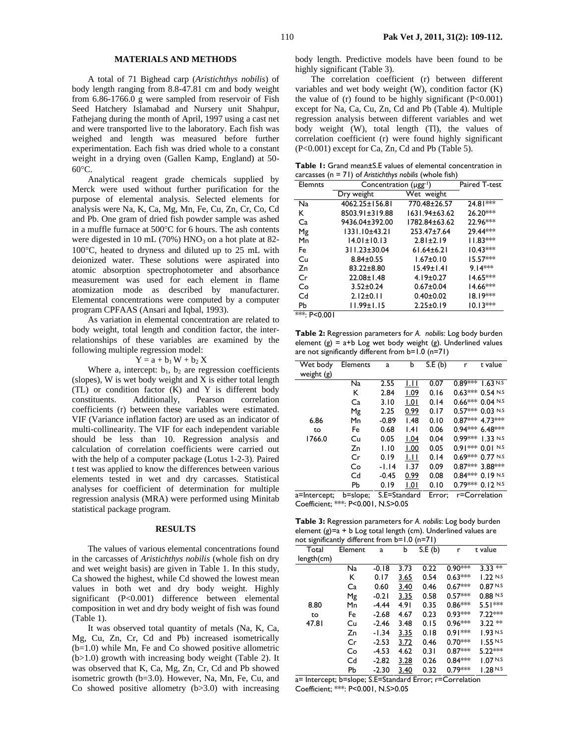## MATERIALS AND METHODS

A total of 71 Bighead carp (*Aristichthys nobilis*) of body length ranging from 8.8-47.81 cm and body weight from 6.86-1766.0 g were sampled from reservoir of Fish Seed Hatchery Islamabad and Nursery unit Shahpur, Fathejang during the month of April, 1997 using a cast net and were transported live to the laboratory. Each fish was weighed and length was measured before further experimentation. Each fish was dried whole to a constant weight in a drying oven (Gallen Kamp, England) at 50-60°C.

Analytical reagent grade chemicals supplied by Merck were used without further purification for the purpose of elemental analysis. Selected elements for analysis were Na, K, Ca, Mg, Mn, Fe, Cu, Zn, Cr, Co, Cd and Pb. One gram of dried fish powder sample was ashed in a muffle furnace at 500°C for 6 hours. The ash contents were digested in 10 mL (70%) $HNO_3$ on a hot plate at 82-100°C, heated to dryness and diluted up to 25 mL with deionized water. These solutions were aspirated into atomic absorption spectrophotometer and absorbance measurement was used for each element in flame atomization mode as described by manufacturer. Elemental concentrations were computed by a computer program CPFAAS (Ansari and Iqbal, 1993).

As variation in elemental concentration are related to body weight, total length and condition factor, the inter-relationships of these variables are examined by the following multiple regression model:

$$Y = a + b_1 W + b_2 X$$

Where a, intercept: $b_1$, $b_2$ are regression coefficients (slopes), W is wet body weight and X is either total length (TL) or condition factor (K) and Y is different body constituents. Additionally, Pearson correlation coefficients (r) between these variables were estimated. VIF (Variance inflation factor) are used as an indicator of multi-collinearity. The VIF for each independent variable should be less than 10. Regression analysis and calculation of correlation coefficients were carried out with the help of a computer package (Lotus 1-2-3). Paired t test was applied to know the differences between various elements tested in wet and dry carcasses. Statistical analyses for coefficient of determination for multiple regression analysis (MRA) were performed using Minitab statistical package program.

## RESULTS

The values of various elemental concentrations found in the carcasses of *Aristichthys nobilis* (whole fish on dry and wet weight basis) are given in Table 1. In this study, Ca showed the highest, while Cd showed the lowest mean values in both wet and dry body weight. Highly significant (P<0.001) difference between elemental composition in wet and dry body weight of fish was found (Table 1).

It was observed total quantity of metals (Na, K, Ca, Mg, Cu, Zn, Cr, Cd and Pb) increased isometrically (b=1.0) while Mn, Fe and Co showed positive allometric (b>1.0) growth with increasing body weight (Table 2). It was observed that K, Ca, Mg, Zn, Cr, Cd and Pb showed isometric growth (b=3.0). However, Na, Mn, Fe, Cu, and Co showed positive allometry (b>3.0) with increasing body length. Predictive models have been found to be highly significant (Table 3).

The correlation coefficient (r) between different variables and wet body weight (W), condition factor (K) the value of (r) found to be highly significant (P<0.001) except for Na, Ca, Cu, Zn, Cd and Pb (Table 4). Multiple regression analysis between different variables and wet body weight (W), total length (Tl), the values of correlation coefficient (r) were found highly significant (P<0.001) except for Ca, Zn, Cd and Pb (Table 5).

**Table 1:** Grand mean±S.E values of elemental concentration in carcasses (n = 71) of *Aristichthys nobilis* (whole fish)

| Elemnts | Concentration ($\mu gg^{-1}$) | | Paired T-test |
|---|---|---|---|
| | Dry weight | Wet weight | |
| Na | 4062.25±156.81 | 770.48±26.57 | 24.81*** |
| K | 8503.91±319.88 | 1631.94±63.62 | 26.20*** |
| Ca | 9436.04±392.00 | 1782.84±63.62 | 22.96*** |
| Mg | 1331.10±43.21 | 253.47±7.64 | 29.44*** |
| Mn | 14.01±10.13 | 2.81±2.19 | 11.83*** |
| Fe | 311.23±30.04 | 61.64±6.21 | 10.43*** |
| Cu | 8.84±0.55 | 1.67±0.10 | 15.57*** |
| Zn | 83.22±8.80 | 15.49±1.41 | 9.14*** |
| Cr | 22.08±1.48 | 4.19±0.27 | 14.65*** |
| Co | 3.52±0.24 | 0.67±0.04 | 14.66*** |
| Cd | 2.12±0.11 | 0.40±0.02 | 18.19*** |
| Pb | 11.99±1.15 | 2.25±0.19 | 10.13*** |

***: P<0.001

**Table 2:** Regression parameters for *A. nobilis*: Log body burden element (g) = a+b Log wet body weight (g). Underlined values are not significantly different from b=1.0 (n=71)

| Wet body weight (g) | Elements | a | b | S.E (b) | r | t value |
|---|---|---|---|---|---|---|
| 6.86 to 1766.0 | Na | 2.55 | <u>1.11</u> | 0.07 | 0.89*** | 1.63 N.S |
| | K | 2.84 | <u>1.09</u> | 0.16 | 0.63*** | 0.54 N.S |
| | Ca | 3.10 | <u>1.01</u> | 0.14 | 0.66*** | 0.04 N.S |
| | Mg | 2.25 | <u>0.99</u> | 0.17 | 0.57*** | 0.03 N.S |
| | Mn | -0.89 | 1.48 | 0.10 | 0.87*** | 4.73*** |
| | Fe | 0.68 | 1.41 | 0.06 | 0.94*** | 6.48*** |
| | Cu | 0.05 | <u>1.04</u> | 0.04 | 0.99*** | 1.33 N.S |
| | Zn | 1.10 | <u>1.00</u> | 0.05 | 0.91*** | 0.01 N.S |
| | Cr | 0.19 | <u>1.11</u> | 0.14 | 0.69*** | 0.77 N.S |
| | Co | -1.14 | 1.37 | 0.09 | 0.87*** | 3.88*** |
| | Cd | -0.45 | <u>0.99</u> | 0.08 | 0.84*** | 0.19 N.S |
| | Pb | 0.19 | <u>1.01</u> | 0.10 | 0.79*** | 0.12 N.S |

a=Intercept; b=slope; S.E=Standard Error; r=Correlation Coefficient; ***: P<0.001, N.S>0.05

**Table 3:** Regression parameters for *A. nobilis*: Log body burden element (g)=a + b Log total length (cm). Underlined values are not significantly different from b=1.0 (n=71)

| Total length(cm) | Element | a | b | S.E (b) | r | t value |
|---|---|---|---|---|---|---|
| 8.80 to 47.81 | Na | -0.18 | 3.73 | 0.22 | 0.90*** | 3.33 ** |
| | K | 0.17 | <u>3.65</u> | 0.54 | 0.63*** | 1.22 N.S |
| | Ca | 0.60 | <u>3.40</u> | 0.46 | 0.67*** | 0.87 N.S |
| | Mg | -0.21 | <u>3.35</u> | 0.58 | 0.57*** | 0.88 N.S |
| | Mn | -4.44 | 4.91 | 0.35 | 0.86*** | 5.51*** |
| | Fe | -2.68 | 4.67 | 0.23 | 0.93*** | 7.22*** |
| | Cu | -2.46 | 3.48 | 0.15 | 0.96*** | 3.22 ** |
| | Zn | -1.34 | <u>3.35</u> | 0.18 | 0.91*** | 1.93 N.S |
| | Cr | -2.53 | <u>3.72</u> | 0.46 | 0.70*** | 1.55 N.S |
| | Co | -4.53 | 4.62 | 0.31 | 0.87*** | 5.22*** |
| | Cd | -2.82 | <u>3.28</u> | 0.26 | 0.84*** | 1.07 N.S |
| | Pb | -2.30 | <u>3.40</u> | 0.32 | 0.79*** | 1.28 N.S |

a= Intercept; b=slope; S.E=Standard Error; r=Correlation Coefficient; ***: P<0.001, N.S>0.05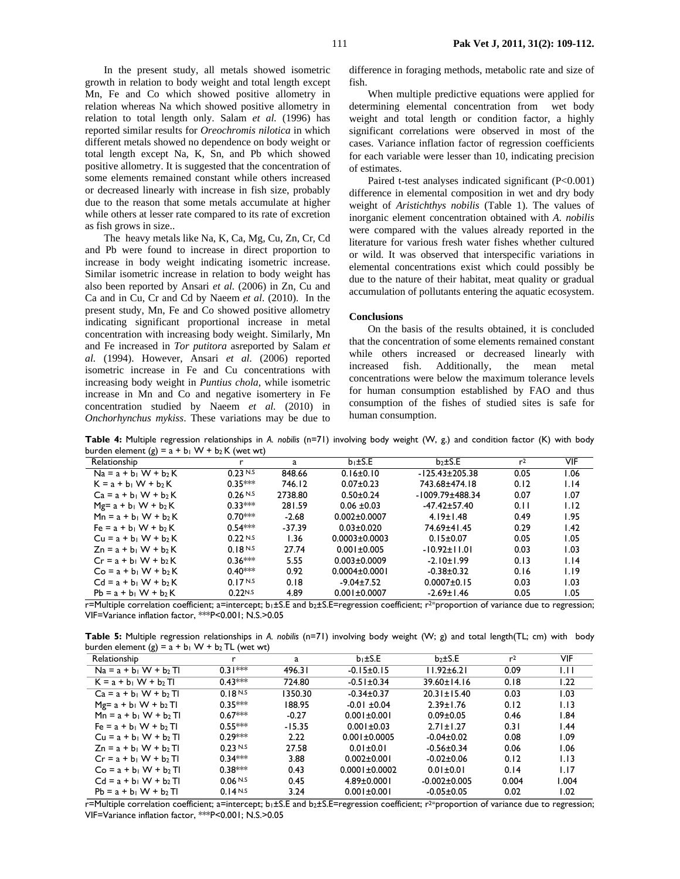In the present study, all metals showed isometric growth in relation to body weight and total length except Mn, Fe and Co which showed positive allometry in relation whereas Na which showed positive allometry in relation to total length only. Salam *et al.* (1996) has reported similar results for *Oreochromis nilotica* in which different metals showed no dependence on body weight or total length except Na, K, Sn, and Pb which showed positive allometry. It is suggested that the concentration of some elements remained constant while others increased or decreased linearly with increase in fish size, probably due to the reason that some metals accumulate at higher while others at lesser rate compared to its rate of excretion as fish grows in size..

The heavy metals like Na, K, Ca, Mg, Cu, Zn, Cr, Cd and Pb were found to increase in direct proportion to increase in body weight indicating isometric increase. Similar isometric increase in relation to body weight has also been reported by Ansari *et al.* (2006) in Zn, Cu and Ca and in Cu, Cr and Cd by Naeem *et al*. (2010). In the present study, Mn, Fe and Co showed positive allometry indicating significant proportional increase in metal concentration with increasing body weight. Similarly, Mn and Fe increased in *Tor putitora* asreported by Salam *et al.* (1994). However, Ansari *et al*. (2006) reported isometric increase in Fe and Cu concentrations with increasing body weight in *Puntius chola*, while isometric increase in Mn and Co and negative isomertery in Fe concentration studied by Naeem *et al.* (2010) in *Onchorhynchus mykiss*. These variations may be due to difference in foraging methods, metabolic rate and size of fish.

When multiple predictive equations were applied for determining elemental concentration from wet body weight and total length or condition factor, a highly significant correlations were observed in most of the cases. Variance inflation factor of regression coefficients for each variable were lesser than 10, indicating precision of estimates.

Paired t-test analyses indicated significant (P<0.001) difference in elemental composition in wet and dry body weight of *Aristichthys nobilis* (Table 1). The values of inorganic element concentration obtained with *A. nobilis* were compared with the values already reported in the literature for various fresh water fishes whether cultured or wild. It was observed that interspecific variations in elemental concentrations exist which could possibly be due to the nature of their habitat, meat quality or gradual accumulation of pollutants entering the aquatic ecosystem.

## Conclusions

On the basis of the results obtained, it is concluded that the concentration of some elements remained constant while others increased or decreased linearly with increased fish. Additionally, the mean metal concentrations were below the maximum tolerance levels for human consumption established by FAO and thus consumption of the fishes of studied sites is safe for human consumption.

**Table 4:** Multiple regression relationships in *A. nobilis* (n=71) involving body weight (W, g.) and condition factor (K) with body burden element (g) = a + $b_1$ W + $b_2$ K (wet wt)

| Relationship | r | a | $b_1$±S.E | $b_2$±S.E | $r^2$ | VIF |
|---|---|---|---|---|---|---|
| Na = a + $b_1$ W + $b_2$ K | 0.23 N.S | 848.66 | 0.16±0.10 | -125.43±205.38 | 0.05 | 1.06 |
| K = a + $b_1$ W + $b_2$ K | 0.35*** | 746.12 | 0.07±0.23 | 743.68±474.18 | 0.12 | 1.14 |
| Ca = a + $b_1$ W + $b_2$ K | 0.26 N.S | 2738.80 | 0.50±0.24 | -1009.79±488.34 | 0.07 | 1.07 |
| Mg= a + $b_1$ W + $b_2$ K | 0.33*** | 281.59 | 0.06 ±0.03 | -47.42±57.40 | 0.11 | 1.12 |
| Mn = a + $b_1$ W + $b_2$ K | 0.70*** | -2.68 | 0.002±0.0007 | 4.19±1.48 | 0.49 | 1.95 |
| Fe = a + $b_1$ W + $b_2$ K | 0.54*** | -37.39 | 0.03±0.020 | 74.69±41.45 | 0.29 | 1.42 |
| Cu = a + $b_1$ W + $b_2$ K | 0.22 N.S | 1.36 | 0.0003±0.0003 | 0.15±0.07 | 0.05 | 1.05 |
| Zn = a + $b_1$ W + $b_2$ K | 0.18 N.S | 27.74 | 0.001±0.005 | -10.92±11.01 | 0.03 | 1.03 |
| Cr = a + $b_1$ W + $b_2$ K | 0.36*** | 5.55 | 0.003±0.0009 | -2.10±1.99 | 0.13 | 1.14 |
| Co = a + $b_1$ W + $b_2$ K | 0.40*** | 0.92 | 0.0004±0.0001 | -0.38±0.32 | 0.16 | 1.19 |
| Cd = a + $b_1$ W + $b_2$ K | 0.17 N.S | 0.18 | -9.04±7.52 | 0.0007±0.15 | 0.03 | 1.03 |
| Pb = a + $b_1$ W + $b_2$ K | 0.22N.S | 4.89 | 0.001±0.0007 | -2.69±1.46 | 0.05 | 1.05 |

r=Multiple correlation coefficient; a=intercept; $b_1$±S.E and $b_2$±S.E=regression coefficient; $r^2$=proportion of variance due to regression; VIF=Variance inflation factor, ***P<0.001; N.S.>0.05

**Table 5:** Multiple regression relationships in *A. nobilis* (n=71) involving body weight (W; g) and total length(TL; cm) with body burden element (g) = a + $b_1$ W + $b_2$ TL (wet wt)

| Relationship | r | a | $b_1$±S.E | $b_2$±S.E | $r^2$ | VIF |
|---|---|---|---|---|---|---|
| Na = a + $b_1$ W + $b_2$ Tl | 0.31*** | 496.31 | -0.15±0.15 | 11.92±6.21 | 0.09 | 1.11 |
| K = a + $b_1$ W + $b_2$ Tl | 0.43*** | 724.80 | -0.51±0.34 | 39.60±14.16 | 0.18 | 1.22 |
| Ca = a + $b_1$ W + $b_2$ Tl | 0.18 N.S | 1350.30 | -0.34±0.37 | 20.31±15.40 | 0.03 | 1.03 |
| Mg= a + $b_1$ W + $b_2$ Tl | 0.35*** | 188.95 | -0.01 ±0.04 | 2.39±1.76 | 0.12 | 1.13 |
| Mn = a + $b_1$ W + $b_2$ Tl | 0.67*** | -0.27 | 0.001±0.001 | 0.09±0.05 | 0.46 | 1.84 |
| Fe = a + $b_1$ W + $b_2$ Tl | 0.55*** | -15.35 | 0.001±0.03 | 2.71±1.27 | 0.31 | 1.44 |
| Cu = a + $b_1$ W + $b_2$ Tl | 0.29*** | 2.22 | 0.001±0.0005 | -0.04±0.02 | 0.08 | 1.09 |
| Zn = a + $b_1$ W + $b_2$ Tl | 0.23 N.S | 27.58 | 0.01±0.01 | -0.56±0.34 | 0.06 | 1.06 |
| Cr = a + $b_1$ W + $b_2$ Tl | 0.34*** | 3.88 | 0.002±0.001 | -0.02±0.06 | 0.12 | 1.13 |
| Co = a + $b_1$ W + $b_2$ Tl | 0.38*** | 0.43 | 0.0001±0.0002 | 0.01±0.01 | 0.14 | 1.17 |
| Cd = a + $b_1$ W + $b_2$ Tl | 0.06 N.S | 0.45 | 4.89±0.0001 | -0.002±0.005 | 0.004 | 1.004 |
| Pb = a + $b_1$ W + $b_2$ Tl | 0.14 N.S | 3.24 | 0.001±0.001 | -0.05±0.05 | 0.02 | 1.02 |

r=Multiple correlation coefficient; a=intercept; $b_1$±S.E and $b_2$±S.E=regression coefficient; $r^2$=proportion of variance due to regression; VIF=Variance inflation factor, ***P<0.001; N.S.>0.05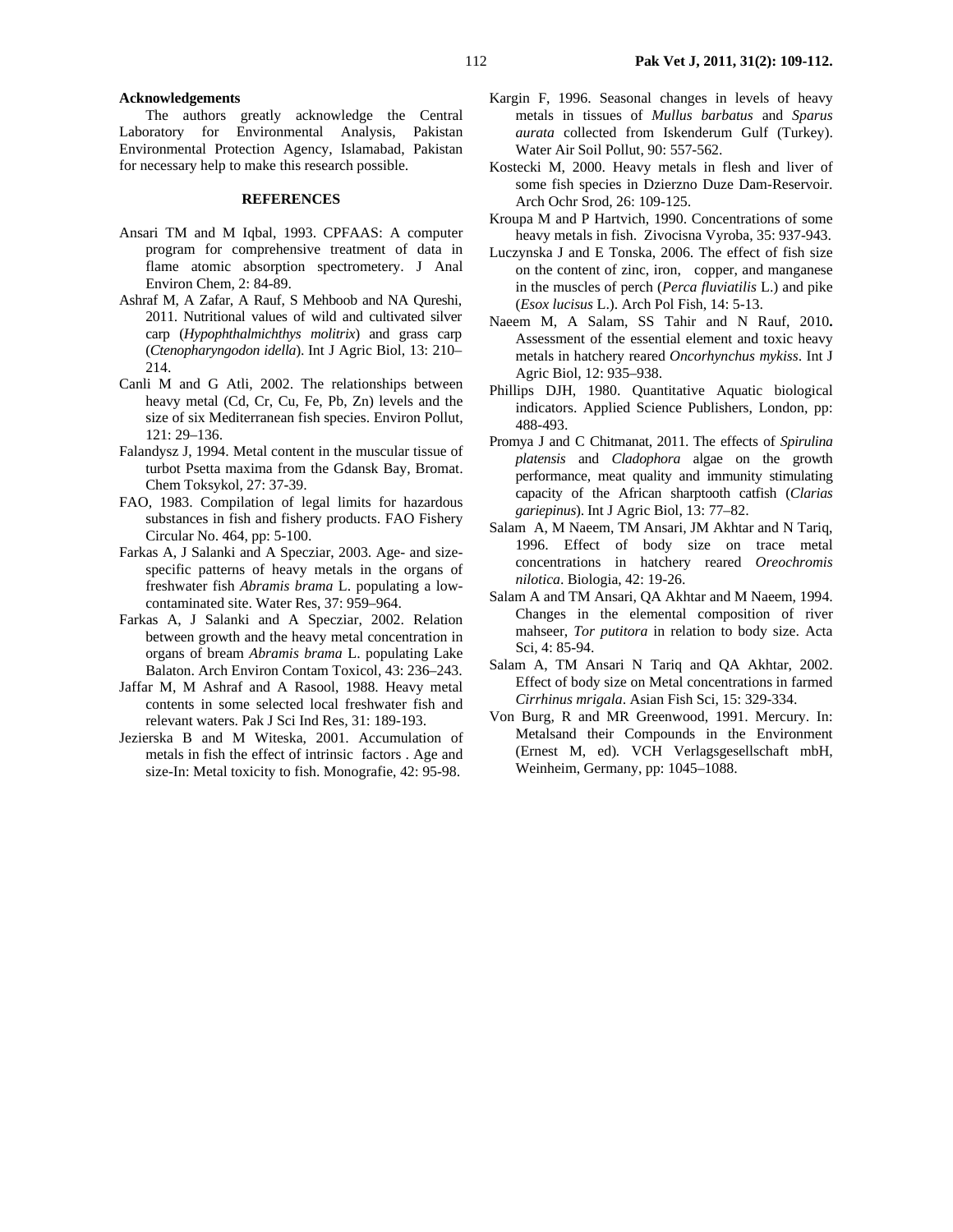### Acknowledgements

The authors greatly acknowledge the Central Laboratory for Environmental Analysis, Pakistan Environmental Protection Agency, Islamabad, Pakistan for necessary help to make this research possible.

### REFERENCES

Ansari TM and M Iqbal, 1993. CPFAAS: A computer program for comprehensive treatment of data in flame atomic absorption spectrometery. J Anal Environ Chem, 2: 84-89.

Ashraf M, A Zafar, A Rauf, S Mehboob and NA Qureshi, 2011. Nutritional values of wild and cultivated silver carp (*Hypophthalmichthys molitrix*) and grass carp (*Ctenopharyngodon idella*). Int J Agric Biol, 13: 210–214.

Canli M and G Atli, 2002. The relationships between heavy metal (Cd, Cr, Cu, Fe, Pb, Zn) levels and the size of six Mediterranean fish species. Environ Pollut, 121: 29–136.

Falandysz J, 1994. Metal content in the muscular tissue of turbot Psetta maxima from the Gdansk Bay, Bromat. Chem Toksykol, 27: 37-39.

FAO, 1983. Compilation of legal limits for hazardous substances in fish and fishery products. FAO Fishery Circular No. 464, pp: 5-100.

Farkas A, J Salanki and A Specziar, 2003. Age- and size-specific patterns of heavy metals in the organs of freshwater fish *Abramis brama* L. populating a low-contaminated site. Water Res, 37: 959–964.

Farkas A, J Salanki and A Specziar, 2002. Relation between growth and the heavy metal concentration in organs of bream *Abramis brama* L. populating Lake Balaton. Arch Environ Contam Toxicol, 43: 236–243.

Jaffar M, M Ashraf and A Rasool, 1988. Heavy metal contents in some selected local freshwater fish and relevant waters. Pak J Sci Ind Res, 31: 189-193.

Jezierska B and M Witeska, 2001. Accumulation of metals in fish the effect of intrinsic factors . Age and size-In: Metal toxicity to fish. Monografie, 42: 95-98.

Kargin F, 1996. Seasonal changes in levels of heavy metals in tissues of *Mullus barbatus* and *Sparus aurata* collected from Iskenderum Gulf (Turkey). Water Air Soil Pollut, 90: 557-562.

Kostecki M, 2000. Heavy metals in flesh and liver of some fish species in Dzierzno Duze Dam-Reservoir. Arch Ochr Srod, 26: 109-125.

Kroupa M and P Hartvich, 1990. Concentrations of some heavy metals in fish. Zivocisna Vyroba, 35: 937-943.

Luczynska J and E Tonska, 2006. The effect of fish size on the content of zinc, iron, copper, and manganese in the muscles of perch (*Perca fluviatilis* L.) and pike (*Esox lucisus* L.). Arch Pol Fish, 14: 5-13.

Naeem M, A Salam, SS Tahir and N Rauf, 2010**.** Assessment of the essential element and toxic heavy metals in hatchery reared *Oncorhynchus mykiss*. Int J Agric Biol, 12: 935–938.

Phillips DJH, 1980. Quantitative Aquatic biological indicators. Applied Science Publishers, London, pp: 488-493.

Promya J and C Chitmanat, 2011. The effects of *Spirulina platensis* and *Cladophora* algae on the growth performance, meat quality and immunity stimulating capacity of the African sharptooth catfish (*Clarias gariepinus*). Int J Agric Biol, 13: 77–82.

Salam A, M Naeem, TM Ansari, JM Akhtar and N Tariq, 1996. Effect of body size on trace metal concentrations in hatchery reared *Oreochromis nilotica*. Biologia, 42: 19-26.

Salam A and TM Ansari, QA Akhtar and M Naeem, 1994. Changes in the elemental composition of river mahseer, *Tor putitora* in relation to body size. Acta Sci, 4: 85-94.

Salam A, TM Ansari N Tariq and QA Akhtar, 2002. Effect of body size on Metal concentrations in farmed *Cirrhinus mrigala*. Asian Fish Sci, 15: 329-334.

Von Burg, R and MR Greenwood, 1991. Mercury. In: Metalsand their Compounds in the Environment (Ernest M, ed). VCH Verlagsgesellschaft mbH, Weinheim, Germany, pp: 1045–1088.